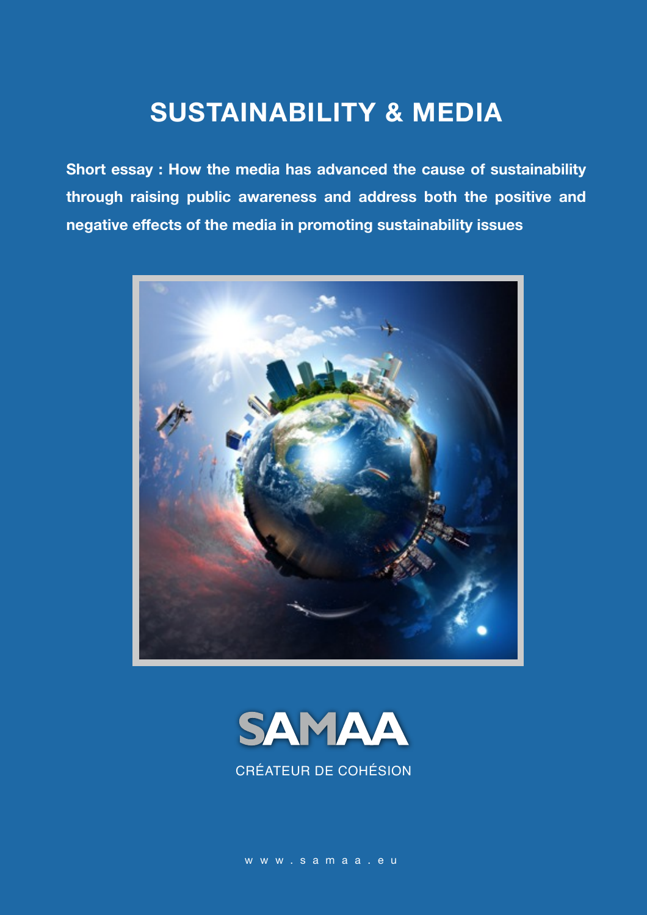# SUSTAINABILITY & MEDIA

**Short essay : How the media has advanced the cause of sustainability through raising public awareness and address both the positive and negative effects of the media in promoting sustainability issues**

SAMAA

CRÉATEUR DE COHÉSION

www.samaa.eu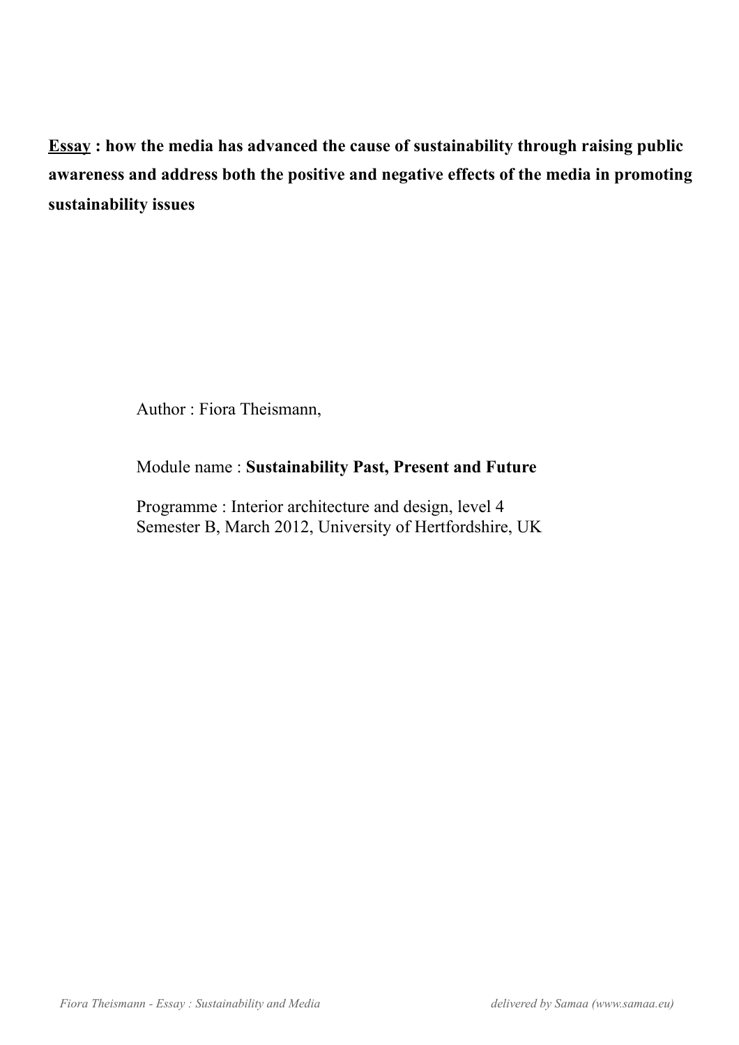**<u>Essay</u> : how the media has advanced the cause of sustainability through raising public awareness and address both the positive and negative effects of the media in promoting sustainability issues**

Author : Fiora Theismann,

Module name : **Sustainability Past, Present and Future**

Programme : Interior architecture and design, level 4
Semester B, March 2012, University of Hertfordshire, UK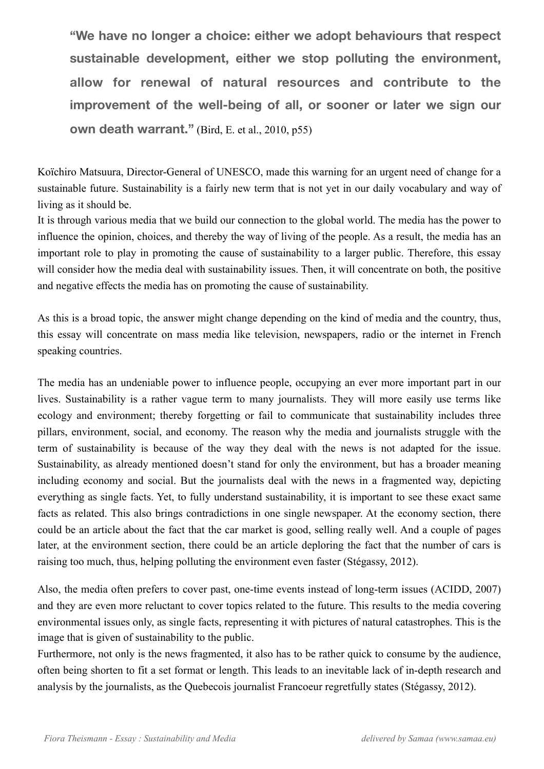**"We have no longer a choice: either we adopt behaviours that respect sustainable development, either we stop polluting the environment, allow for renewal of natural resources and contribute to the improvement of the well-being of all, or sooner or later we sign our own death warrant."** (Bird, E. et al., 2010, p55)

Koïchiro Matsuura, Director-General of UNESCO, made this warning for an urgent need of change for a sustainable future. Sustainability is a fairly new term that is not yet in our daily vocabulary and way of living as it should be.

It is through various media that we build our connection to the global world. The media has the power to influence the opinion, choices, and thereby the way of living of the people. As a result, the media has an important role to play in promoting the cause of sustainability to a larger public. Therefore, this essay will consider how the media deal with sustainability issues. Then, it will concentrate on both, the positive and negative effects the media has on promoting the cause of sustainability.

As this is a broad topic, the answer might change depending on the kind of media and the country, thus, this essay will concentrate on mass media like television, newspapers, radio or the internet in French speaking countries.

The media has an undeniable power to influence people, occupying an ever more important part in our lives. Sustainability is a rather vague term to many journalists. They will more easily use terms like ecology and environment; thereby forgetting or fail to communicate that sustainability includes three pillars, environment, social, and economy. The reason why the media and journalists struggle with the term of sustainability is because of the way they deal with the news is not adapted for the issue. Sustainability, as already mentioned doesn't stand for only the environment, but has a broader meaning including economy and social. But the journalists deal with the news in a fragmented way, depicting everything as single facts. Yet, to fully understand sustainability, it is important to see these exact same facts as related. This also brings contradictions in one single newspaper. At the economy section, there could be an article about the fact that the car market is good, selling really well. And a couple of pages later, at the environment section, there could be an article deploring the fact that the number of cars is raising too much, thus, helping polluting the environment even faster (Stégassy, 2012).

Also, the media often prefers to cover past, one-time events instead of long-term issues (ACIDD, 2007) and they are even more reluctant to cover topics related to the future. This results to the media covering environmental issues only, as single facts, representing it with pictures of natural catastrophes. This is the image that is given of sustainability to the public.

Furthermore, not only is the news fragmented, it also has to be rather quick to consume by the audience, often being shorten to fit a set format or length. This leads to an inevitable lack of in-depth research and analysis by the journalists, as the Quebecois journalist Francoeur regretfully states (Stégassy, 2012).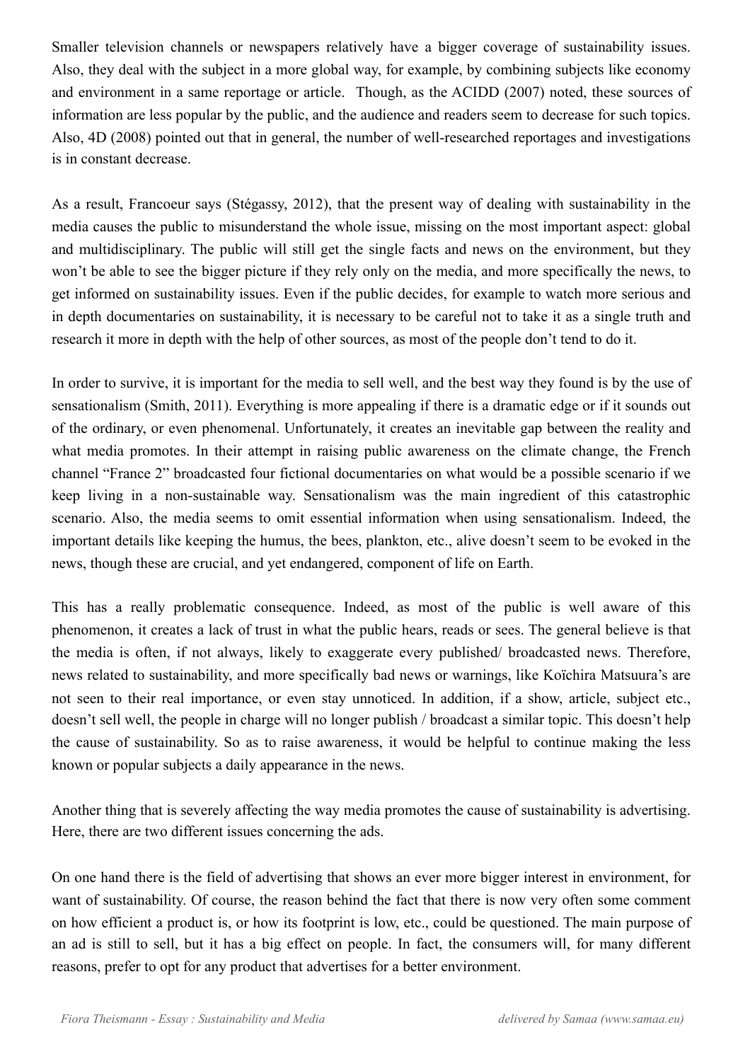Smaller television channels or newspapers relatively have a bigger coverage of sustainability issues. Also, they deal with the subject in a more global way, for example, by combining subjects like economy and environment in a same reportage or article.  Though, as the ACIDD (2007) noted, these sources of information are less popular by the public, and the audience and readers seem to decrease for such topics. Also, 4D (2008) pointed out that in general, the number of well-researched reportages and investigations is in constant decrease.

As a result, Francoeur says (Stégassy, 2012), that the present way of dealing with sustainability in the media causes the public to misunderstand the whole issue, missing on the most important aspect: global and multidisciplinary. The public will still get the single facts and news on the environment, but they won't be able to see the bigger picture if they rely only on the media, and more specifically the news, to get informed on sustainability issues. Even if the public decides, for example to watch more serious and in depth documentaries on sustainability, it is necessary to be careful not to take it as a single truth and research it more in depth with the help of other sources, as most of the people don't tend to do it.

In order to survive, it is important for the media to sell well, and the best way they found is by the use of sensationalism (Smith, 2011). Everything is more appealing if there is a dramatic edge or if it sounds out of the ordinary, or even phenomenal. Unfortunately, it creates an inevitable gap between the reality and what media promotes. In their attempt in raising public awareness on the climate change, the French channel "France 2" broadcasted four fictional documentaries on what would be a possible scenario if we keep living in a non-sustainable way. Sensationalism was the main ingredient of this catastrophic scenario. Also, the media seems to omit essential information when using sensationalism. Indeed, the important details like keeping the humus, the bees, plankton, etc., alive doesn't seem to be evoked in the news, though these are crucial, and yet endangered, component of life on Earth.

This has a really problematic consequence. Indeed, as most of the public is well aware of this phenomenon, it creates a lack of trust in what the public hears, reads or sees. The general believe is that the media is often, if not always, likely to exaggerate every published/ broadcasted news. Therefore, news related to sustainability, and more specifically bad news or warnings, like Koïchira Matsuura's are not seen to their real importance, or even stay unnoticed. In addition, if a show, article, subject etc., doesn't sell well, the people in charge will no longer publish / broadcast a similar topic. This doesn't help the cause of sustainability. So as to raise awareness, it would be helpful to continue making the less known or popular subjects a daily appearance in the news.

Another thing that is severely affecting the way media promotes the cause of sustainability is advertising. Here, there are two different issues concerning the ads.

On one hand there is the field of advertising that shows an ever more bigger interest in environment, for want of sustainability. Of course, the reason behind the fact that there is now very often some comment on how efficient a product is, or how its footprint is low, etc., could be questioned. The main purpose of an ad is still to sell, but it has a big effect on people. In fact, the consumers will, for many different reasons, prefer to opt for any product that advertises for a better environment.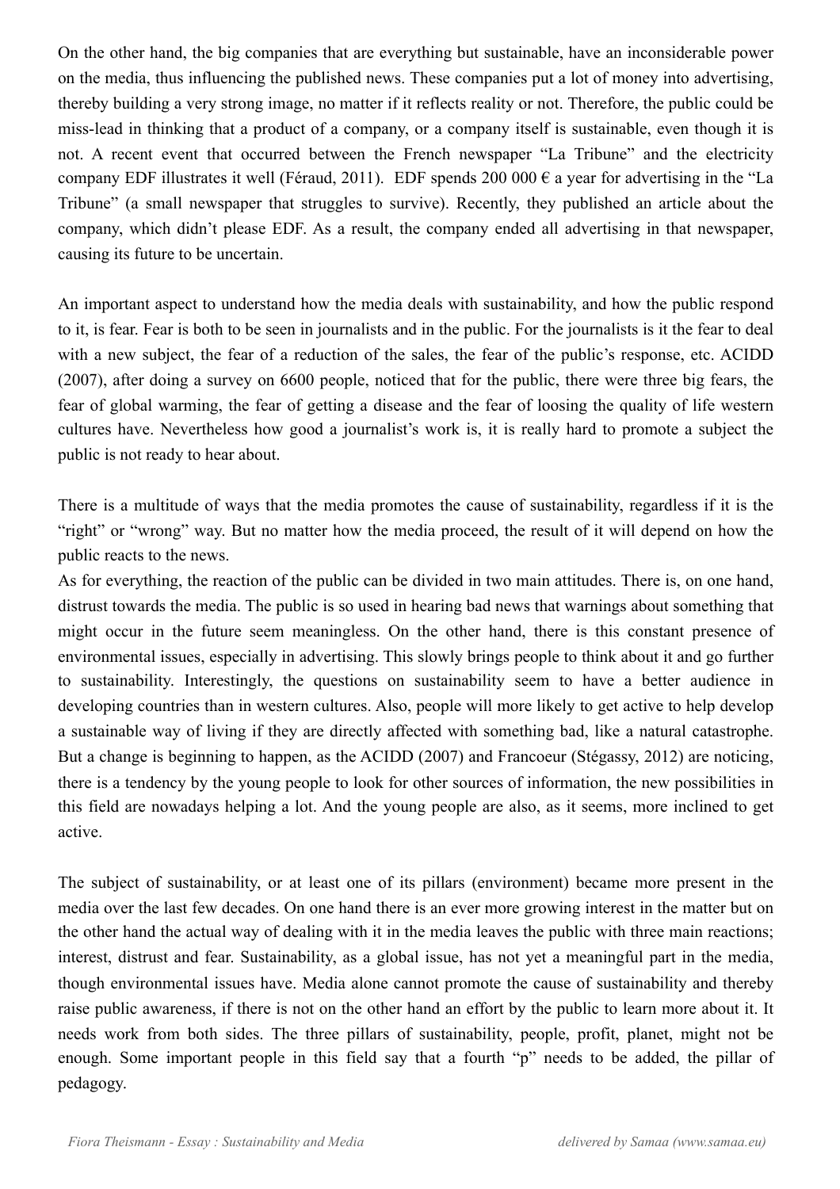On the other hand, the big companies that are everything but sustainable, have an inconsiderable power on the media, thus influencing the published news. These companies put a lot of money into advertising, thereby building a very strong image, no matter if it reflects reality or not. Therefore, the public could be miss-lead in thinking that a product of a company, or a company itself is sustainable, even though it is not. A recent event that occurred between the French newspaper "La Tribune" and the electricity company EDF illustrates it well (Féraud, 2011). EDF spends 200 000 € a year for advertising in the "La Tribune" (a small newspaper that struggles to survive). Recently, they published an article about the company, which didn't please EDF. As a result, the company ended all advertising in that newspaper, causing its future to be uncertain.

An important aspect to understand how the media deals with sustainability, and how the public respond to it, is fear. Fear is both to be seen in journalists and in the public. For the journalists is it the fear to deal with a new subject, the fear of a reduction of the sales, the fear of the public's response, etc. ACIDD (2007), after doing a survey on 6600 people, noticed that for the public, there were three big fears, the fear of global warming, the fear of getting a disease and the fear of loosing the quality of life western cultures have. Nevertheless how good a journalist's work is, it is really hard to promote a subject the public is not ready to hear about.

There is a multitude of ways that the media promotes the cause of sustainability, regardless if it is the "right" or "wrong" way. But no matter how the media proceed, the result of it will depend on how the public reacts to the news.

As for everything, the reaction of the public can be divided in two main attitudes. There is, on one hand, distrust towards the media. The public is so used in hearing bad news that warnings about something that might occur in the future seem meaningless. On the other hand, there is this constant presence of environmental issues, especially in advertising. This slowly brings people to think about it and go further to sustainability. Interestingly, the questions on sustainability seem to have a better audience in developing countries than in western cultures. Also, people will more likely to get active to help develop a sustainable way of living if they are directly affected with something bad, like a natural catastrophe. But a change is beginning to happen, as the ACIDD (2007) and Francoeur (Stégassy, 2012) are noticing, there is a tendency by the young people to look for other sources of information, the new possibilities in this field are nowadays helping a lot. And the young people are also, as it seems, more inclined to get active.

The subject of sustainability, or at least one of its pillars (environment) became more present in the media over the last few decades. On one hand there is an ever more growing interest in the matter but on the other hand the actual way of dealing with it in the media leaves the public with three main reactions; interest, distrust and fear. Sustainability, as a global issue, has not yet a meaningful part in the media, though environmental issues have. Media alone cannot promote the cause of sustainability and thereby raise public awareness, if there is not on the other hand an effort by the public to learn more about it. It needs work from both sides. The three pillars of sustainability, people, profit, planet, might not be enough. Some important people in this field say that a fourth "p" needs to be added, the pillar of pedagogy.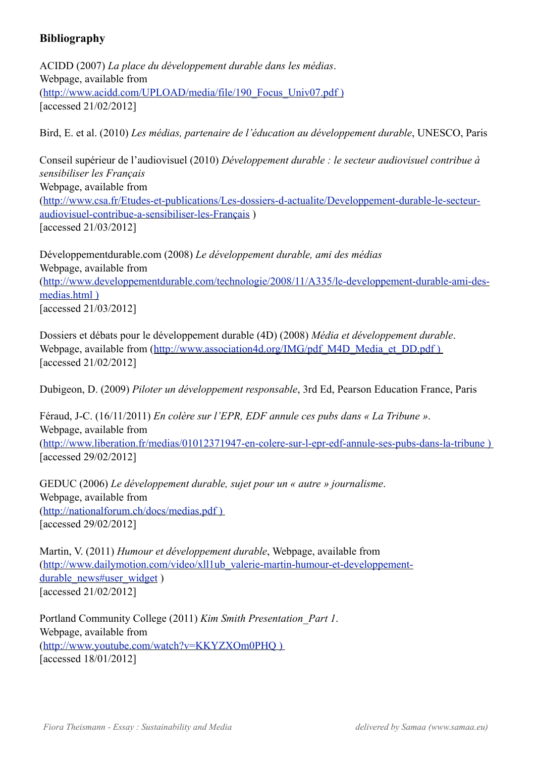## Bibliography

ACIDD (2007) *La place du développement durable dans les médias*.
Webpage, available from
(http://www.acidd.com/UPLOAD/media/file/190_Focus_Univ07.pdf )
[accessed 21/02/2012]

Bird, E. et al. (2010) *Les médias, partenaire de l'éducation au développement durable*, UNESCO, Paris

Conseil supérieur de l'audiovisuel (2010) *Développement durable : le secteur audiovisuel contribue à sensibiliser les Français*
Webpage, available from
(http://www.csa.fr/Etudes-et-publications/Les-dossiers-d-actualite/Developpement-durable-le-secteur-audiovisuel-contribue-a-sensibiliser-les-Français )
[accessed 21/03/2012]

Développementdurable.com (2008) *Le développement durable, ami des médias*
Webpage, available from
(http://www.developpementdurable.com/technologie/2008/11/A335/le-developpement-durable-ami-des-medias.html )
[accessed 21/03/2012]

Dossiers et débats pour le développement durable (4D) (2008) *Média et développement durable*.
Webpage, available from (http://www.association4d.org/IMG/pdf_M4D_Media_et_DD.pdf )
[accessed 21/02/2012]

Dubigeon, D. (2009) *Piloter un développement responsable*, 3rd Ed, Pearson Education France, Paris

Féraud, J-C. (16/11/2011) *En colère sur l'EPR, EDF annule ces pubs dans « La Tribune »*.
Webpage, available from
(http://www.liberation.fr/medias/01012371947-en-colere-sur-l-epr-edf-annule-ses-pubs-dans-la-tribune )
[accessed 29/02/2012]

GEDUC (2006) *Le développement durable, sujet pour un « autre » journalisme*.
Webpage, available from
(http://nationalforum.ch/docs/medias.pdf )
[accessed 29/02/2012]

Martin, V. (2011) *Humour et développement durable*, Webpage, available from
(http://www.dailymotion.com/video/xll1ub_valerie-martin-humour-et-developpement-durable_news#user_widget )
[accessed 21/02/2012]

Portland Community College (2011) *Kim Smith Presentation_Part 1*.
Webpage, available from
(http://www.youtube.com/watch?v=KKYZXOm0PHQ )
[accessed 18/01/2012]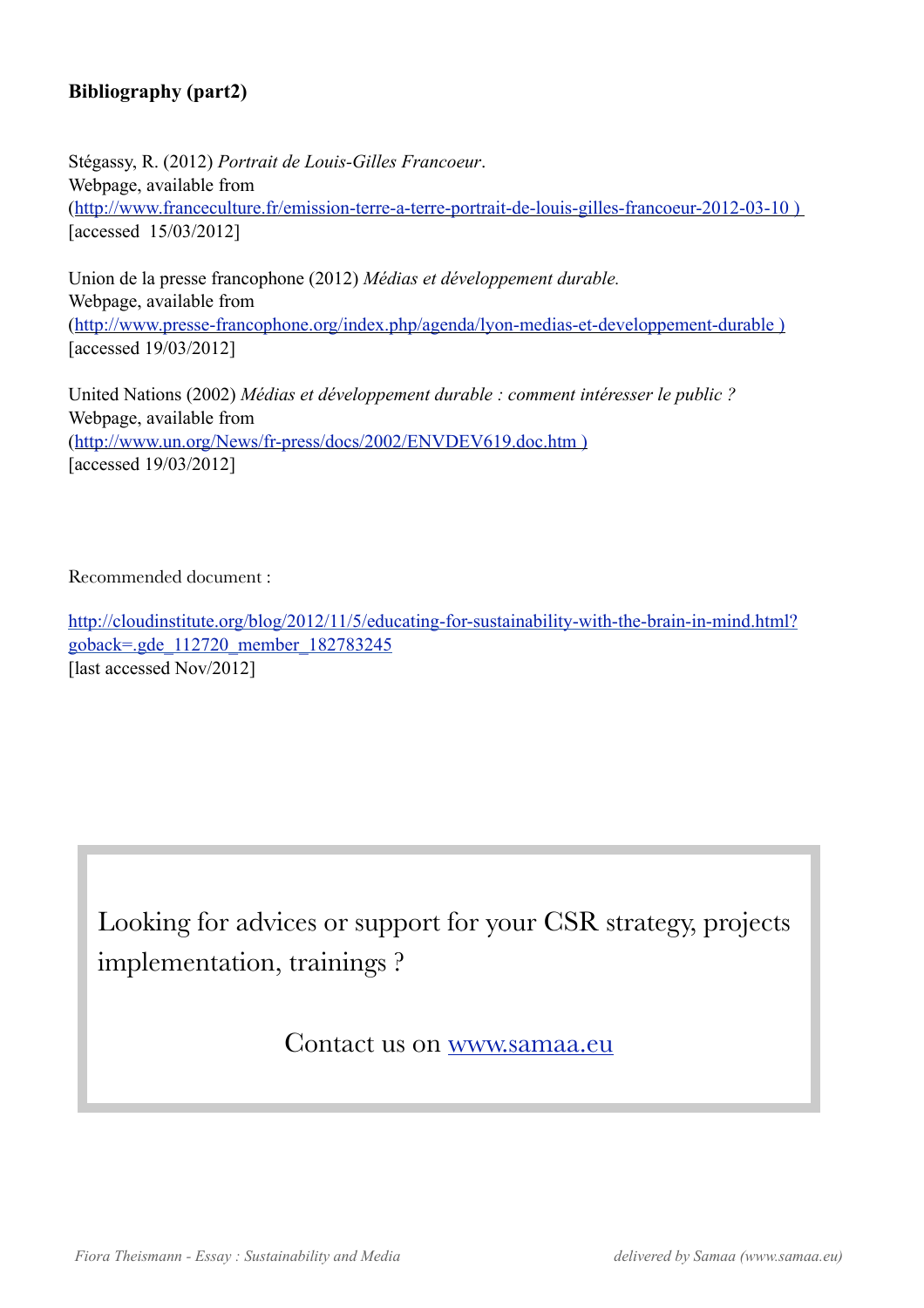**Bibliography (part2)**

Stégassy, R. (2012) *Portrait de Louis-Gilles Francoeur*.
Webpage, available from
(http://www.franceculture.fr/emission-terre-a-terre-portrait-de-louis-gilles-francoeur-2012-03-10 )
[accessed 15/03/2012]

Union de la presse francophone (2012) *Médias et développement durable.*
Webpage, available from
(http://www.presse-francophone.org/index.php/agenda/lyon-medias-et-developpement-durable )
[accessed 19/03/2012]

United Nations (2002) *Médias et développement durable : comment intéresser le public ?*
Webpage, available from
(http://www.un.org/News/fr-press/docs/2002/ENVDEV619.doc.htm )
[accessed 19/03/2012]

Recommended document :

http://cloudinstitute.org/blog/2012/11/5/educating-for-sustainability-with-the-brain-in-mind.html?goback=.gde_112720_member_182783245
[last accessed Nov/2012]

Looking for advices or support for your CSR strategy, projects implementation, trainings ?

Contact us on www.samaa.eu